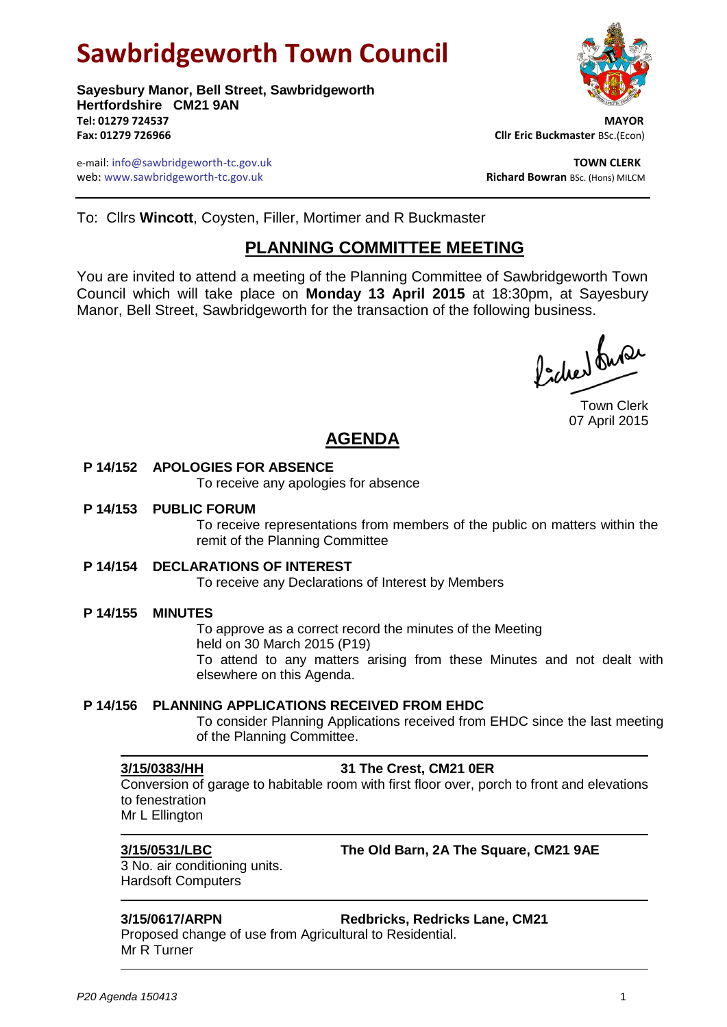# Sawbridgeworth Town Council

**Sayesbury Manor, Bell Street, Sawbridgeworth**
**Hertfordshire CM21 9AN**
**Tel: 01279 724537**
**Fax: 01279 726966**

e-mail: info@sawbridgeworth-tc.gov.uk
web: www.sawbridgeworth-tc.gov.uk

**MAYOR**
**Cllr Eric Buckmaster** BSc.(Econ)

**TOWN CLERK**
**Richard Bowran** BSc. (Hons) MILCM

---

To: Cllrs **Wincott**, Coysten, Filler, Mortimer and R Buckmaster

## PLANNING COMMITTEE MEETING

You are invited to attend a meeting of the Planning Committee of Sawbridgeworth Town Council which will take place on **Monday 13 April 2015** at 18:30pm, at Sayesbury Manor, Bell Street, Sawbridgeworth for the transaction of the following business.

Town Clerk
07 April 2015

## AGENDA

**P 14/152 APOLOGIES FOR ABSENCE**
To receive any apologies for absence

**P 14/153 PUBLIC FORUM**
To receive representations from members of the public on matters within the remit of the Planning Committee

**P 14/154 DECLARATIONS OF INTEREST**
To receive any Declarations of Interest by Members

**P 14/155 MINUTES**
To approve as a correct record the minutes of the Meeting held on 30 March 2015 (P19)
To attend to any matters arising from these Minutes and not dealt with elsewhere on this Agenda.

**P 14/156 PLANNING APPLICATIONS RECEIVED FROM EHDC**
To consider Planning Applications received from EHDC since the last meeting of the Planning Committee.

---

**3/15/0383/HH** **31 The Crest, CM21 0ER**
Conversion of garage to habitable room with first floor over, porch to front and elevations to fenestration
Mr L Ellington

---

**3/15/0531/LBC** **The Old Barn, 2A The Square, CM21 9AE**
3 No. air conditioning units.
Hardsoft Computers

---

**3/15/0617/ARPN** **Redbricks, Redricks Lane, CM21**
Proposed change of use from Agricultural to Residential.
Mr R Turner

---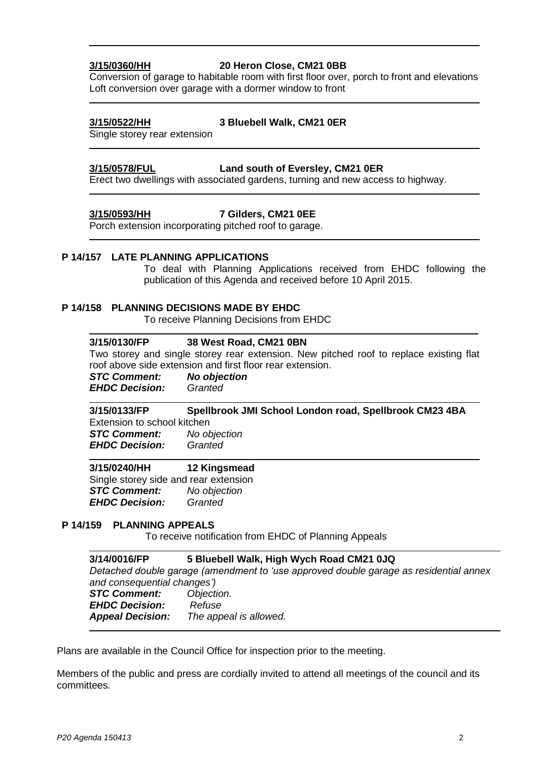**3/15/0360/HH** **20 Heron Close, CM21 0BB**

Conversion of garage to habitable room with first floor over, porch to front and elevations Loft conversion over garage with a dormer window to front

---

**3/15/0522/HH** **3 Bluebell Walk, CM21 0ER**

Single storey rear extension

---

**3/15/0578/FUL** **Land south of Eversley, CM21 0ER**

Erect two dwellings with associated gardens, turning and new access to highway.

---

**3/15/0593/HH** **7 Gilders, CM21 0EE**

Porch extension incorporating pitched roof to garage.

---

## P 14/157 LATE PLANNING APPLICATIONS

To deal with Planning Applications received from EHDC following the publication of this Agenda and received before 10 April 2015.

## P 14/158 PLANNING DECISIONS MADE BY EHDC

To receive Planning Decisions from EHDC

---

**3/15/0130/FP** **38 West Road, CM21 0BN**

Two storey and single storey rear extension. New pitched roof to replace existing flat roof above side extension and first floor rear extension.

***STC Comment:*** ***No objection***
***EHDC Decision:*** *Granted*

---

**3/15/0133/FP** **Spellbrook JMI School London road, Spellbrook CM23 4BA**

Extension to school kitchen

***STC Comment:*** *No objection*
***EHDC Decision:*** *Granted*

---

**3/15/0240/HH** **12 Kingsmead**

Single storey side and rear extension

***STC Comment:*** *No objection*
***EHDC Decision:*** *Granted*

## P 14/159 PLANNING APPEALS

To receive notification from EHDC of Planning Appeals

---

**3/14/0016/FP** **5 Bluebell Walk, High Wych Road CM21 0JQ**

*Detached double garage (amendment to 'use approved double garage as residential annex and consequential changes')*

***STC Comment:*** *Objection.*
***EHDC Decision:*** *Refuse*
***Appeal Decision:*** *The appeal is allowed.*

---

Plans are available in the Council Office for inspection prior to the meeting.

Members of the public and press are cordially invited to attend all meetings of the council and its committees.